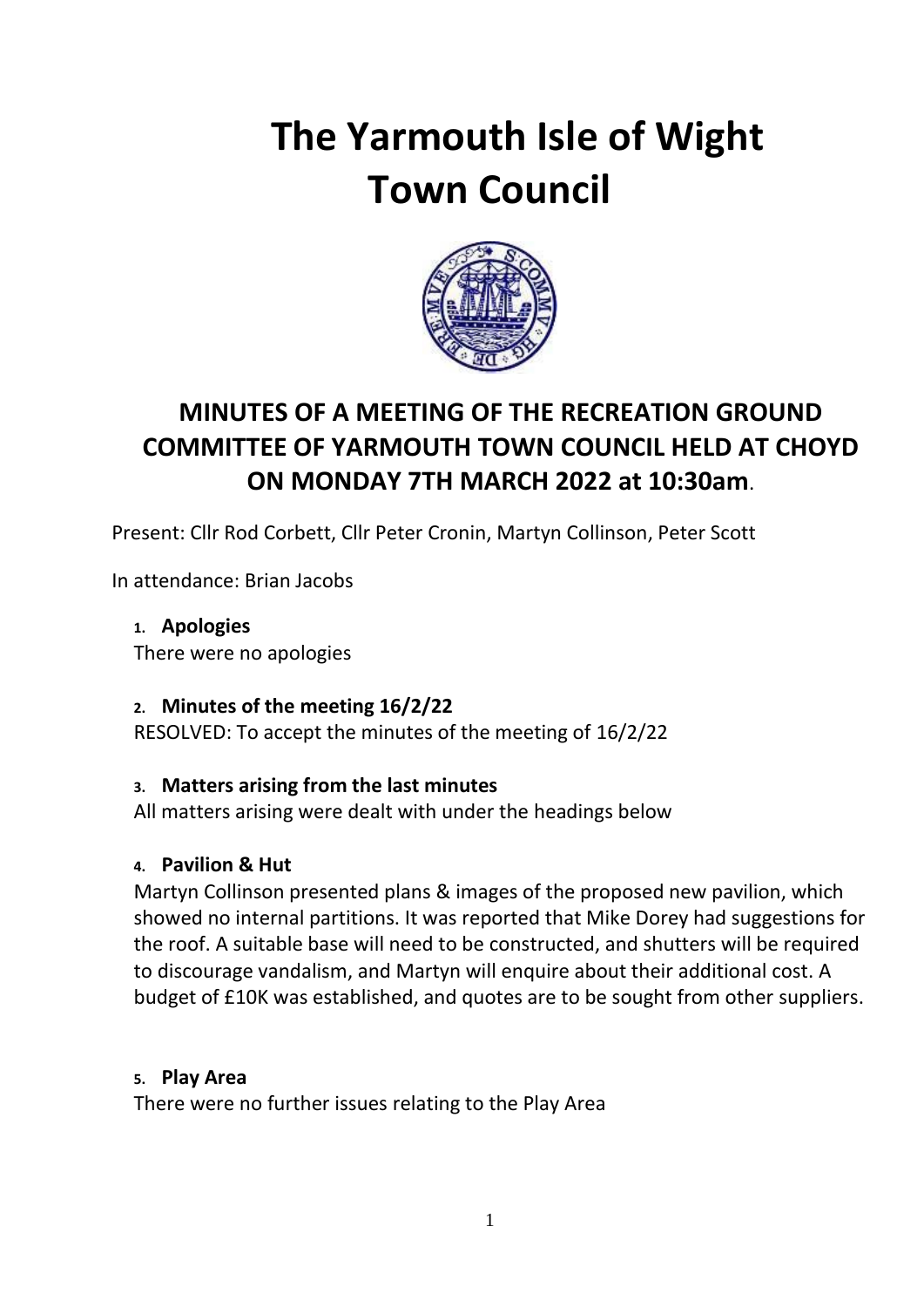# The Yarmouth Isle of Wight Town Council

## MINUTES OF A MEETING OF THE RECREATION GROUND COMMITTEE OF YARMOUTH TOWN COUNCIL HELD AT CHOYD ON MONDAY 7TH MARCH 2022 at 10:30am.

Present: Cllr Rod Corbett, Cllr Peter Cronin, Martyn Collinson, Peter Scott

In attendance: Brian Jacobs

1. **Apologies**
   There were no apologies

2. **Minutes of the meeting 16/2/22**
   RESOLVED: To accept the minutes of the meeting of 16/2/22

3. **Matters arising from the last minutes**
   All matters arising were dealt with under the headings below

4. **Pavilion & Hut**
   Martyn Collinson presented plans & images of the proposed new pavilion, which showed no internal partitions. It was reported that Mike Dorey had suggestions for the roof. A suitable base will need to be constructed, and shutters will be required to discourage vandalism, and Martyn will enquire about their additional cost. A budget of £10K was established, and quotes are to be sought from other suppliers.

5. **Play Area**
   There were no further issues relating to the Play Area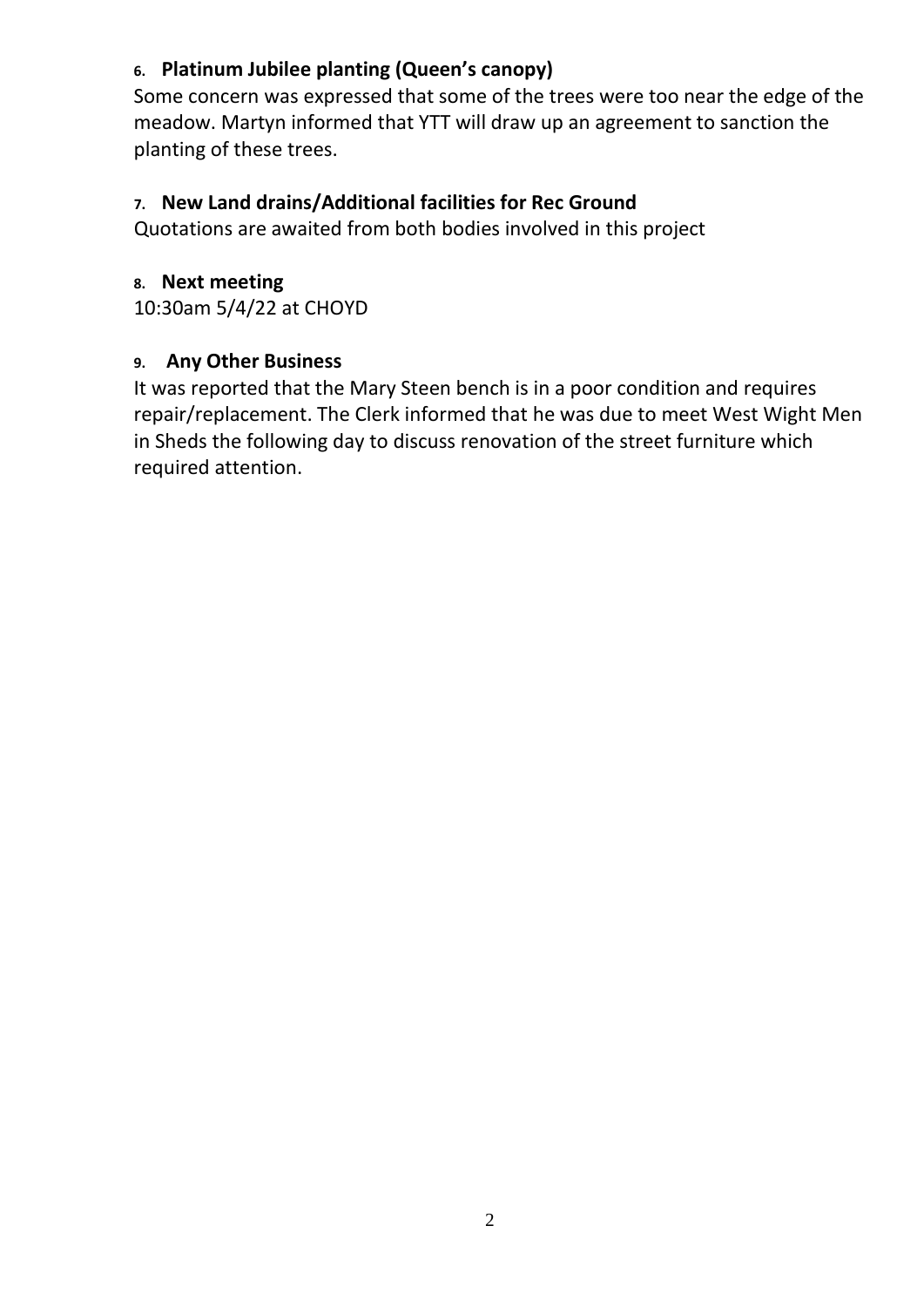6. **Platinum Jubilee planting (Queen's canopy)**

Some concern was expressed that some of the trees were too near the edge of the meadow. Martyn informed that YTT will draw up an agreement to sanction the planting of these trees.

7. **New Land drains/Additional facilities for Rec Ground**

Quotations are awaited from both bodies involved in this project

8. **Next meeting**

10:30am 5/4/22 at CHOYD

9. **Any Other Business**

It was reported that the Mary Steen bench is in a poor condition and requires repair/replacement. The Clerk informed that he was due to meet West Wight Men in Sheds the following day to discuss renovation of the street furniture which required attention.